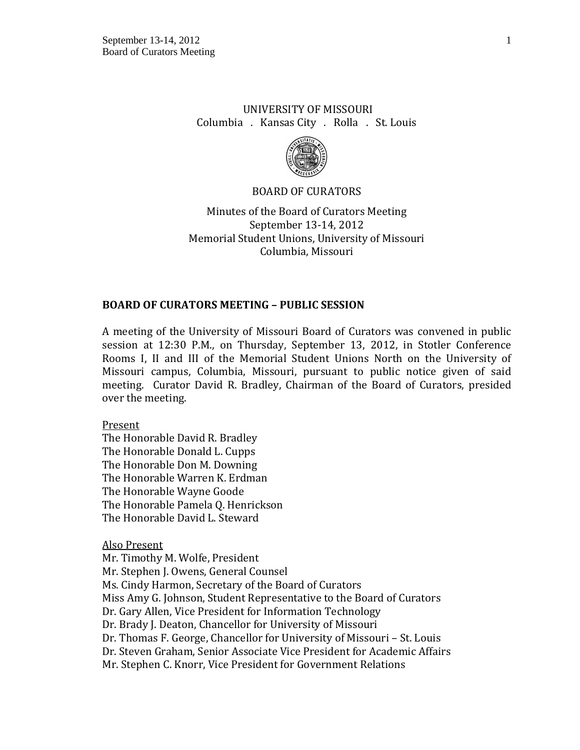UNIVERSITY OF MISSOURI

Columbia . Kansas City . Rolla . St. Louis

BOARD OF CURATORS

Minutes of the Board of Curators Meeting
September 13-14, 2012
Memorial Student Unions, University of Missouri
Columbia, Missouri

## BOARD OF CURATORS MEETING – PUBLIC SESSION

A meeting of the University of Missouri Board of Curators was convened in public session at 12:30 P.M., on Thursday, September 13, 2012, in Stotler Conference Rooms I, II and III of the Memorial Student Unions North on the University of Missouri campus, Columbia, Missouri, pursuant to public notice given of said meeting. Curator David R. Bradley, Chairman of the Board of Curators, presided over the meeting.

Present
The Honorable David R. Bradley
The Honorable Donald L. Cupps
The Honorable Don M. Downing
The Honorable Warren K. Erdman
The Honorable Wayne Goode
The Honorable Pamela Q. Henrickson
The Honorable David L. Steward

Also Present
Mr. Timothy M. Wolfe, President
Mr. Stephen J. Owens, General Counsel
Ms. Cindy Harmon, Secretary of the Board of Curators
Miss Amy G. Johnson, Student Representative to the Board of Curators
Dr. Gary Allen, Vice President for Information Technology
Dr. Brady J. Deaton, Chancellor for University of Missouri
Dr. Thomas F. George, Chancellor for University of Missouri – St. Louis
Dr. Steven Graham, Senior Associate Vice President for Academic Affairs
Mr. Stephen C. Knorr, Vice President for Government Relations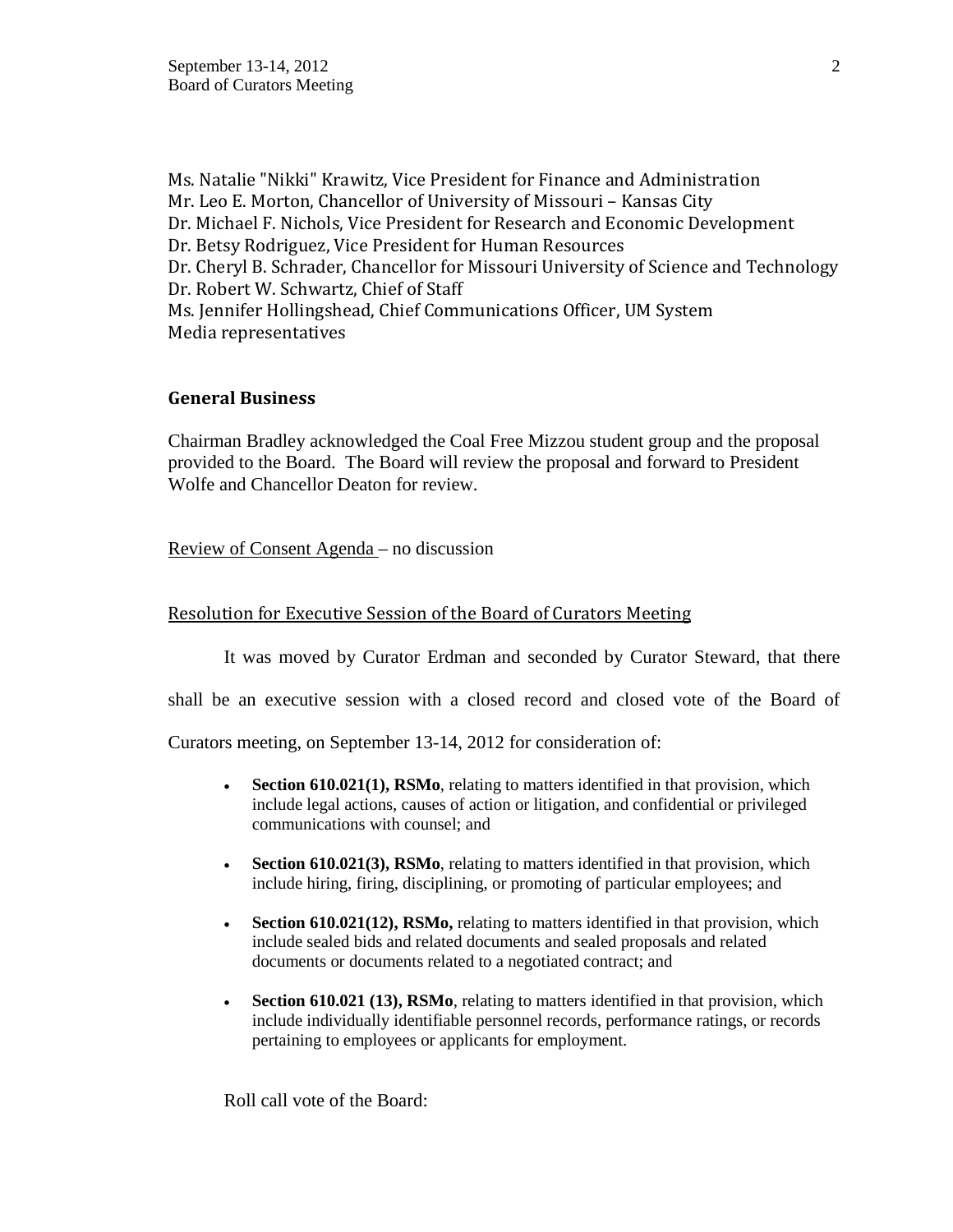Ms. Natalie "Nikki" Krawitz, Vice President for Finance and Administration
Mr. Leo E. Morton, Chancellor of University of Missouri – Kansas City
Dr. Michael F. Nichols, Vice President for Research and Economic Development
Dr. Betsy Rodriguez, Vice President for Human Resources
Dr. Cheryl B. Schrader, Chancellor for Missouri University of Science and Technology
Dr. Robert W. Schwartz, Chief of Staff
Ms. Jennifer Hollingshead, Chief Communications Officer, UM System
Media representatives

## General Business

Chairman Bradley acknowledged the Coal Free Mizzou student group and the proposal provided to the Board. The Board will review the proposal and forward to President Wolfe and Chancellor Deaton for review.

Review of Consent Agenda – no discussion

Resolution for Executive Session of the Board of Curators Meeting

It was moved by Curator Erdman and seconded by Curator Steward, that there shall be an executive session with a closed record and closed vote of the Board of Curators meeting, on September 13-14, 2012 for consideration of:

- **Section 610.021(1), RSMo**, relating to matters identified in that provision, which include legal actions, causes of action or litigation, and confidential or privileged communications with counsel; and
- **Section 610.021(3), RSMo**, relating to matters identified in that provision, which include hiring, firing, disciplining, or promoting of particular employees; and
- **Section 610.021(12), RSMo,** relating to matters identified in that provision, which include sealed bids and related documents and sealed proposals and related documents or documents related to a negotiated contract; and
- **Section 610.021 (13), RSMo**, relating to matters identified in that provision, which include individually identifiable personnel records, performance ratings, or records pertaining to employees or applicants for employment.

Roll call vote of the Board: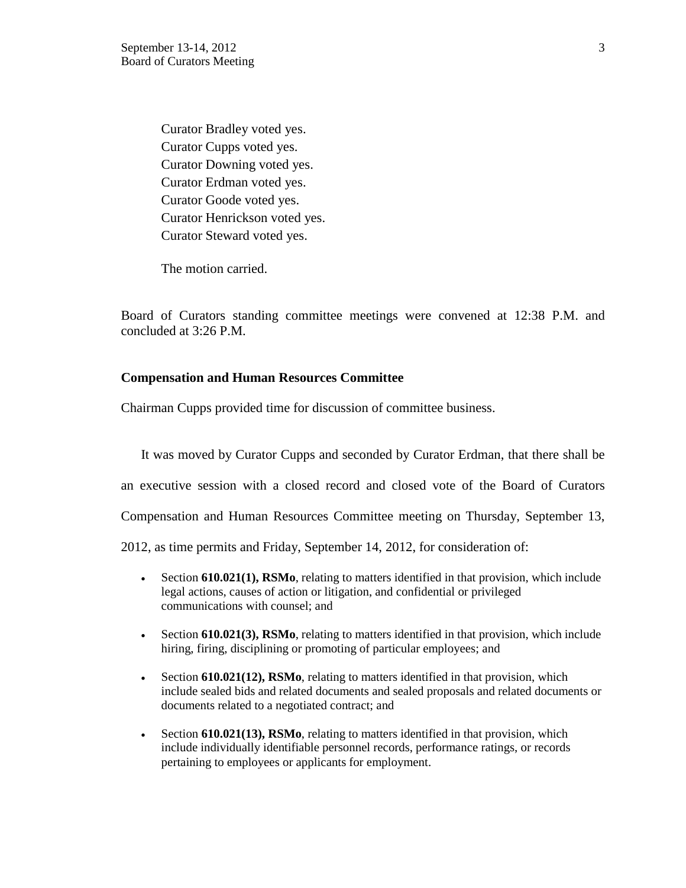Curator Bradley voted yes.
Curator Cupps voted yes.
Curator Downing voted yes.
Curator Erdman voted yes.
Curator Goode voted yes.
Curator Henrickson voted yes.
Curator Steward voted yes.

The motion carried.

Board of Curators standing committee meetings were convened at 12:38 P.M. and concluded at 3:26 P.M.

**Compensation and Human Resources Committee**

Chairman Cupps provided time for discussion of committee business.

It was moved by Curator Cupps and seconded by Curator Erdman, that there shall be an executive session with a closed record and closed vote of the Board of Curators Compensation and Human Resources Committee meeting on Thursday, September 13, 2012, as time permits and Friday, September 14, 2012, for consideration of:

- Section **610.021(1), RSMo**, relating to matters identified in that provision, which include legal actions, causes of action or litigation, and confidential or privileged communications with counsel; and
- Section **610.021(3), RSMo**, relating to matters identified in that provision, which include hiring, firing, disciplining or promoting of particular employees; and
- Section **610.021(12), RSMo**, relating to matters identified in that provision, which include sealed bids and related documents and sealed proposals and related documents or documents related to a negotiated contract; and
- Section **610.021(13), RSMo**, relating to matters identified in that provision, which include individually identifiable personnel records, performance ratings, or records pertaining to employees or applicants for employment.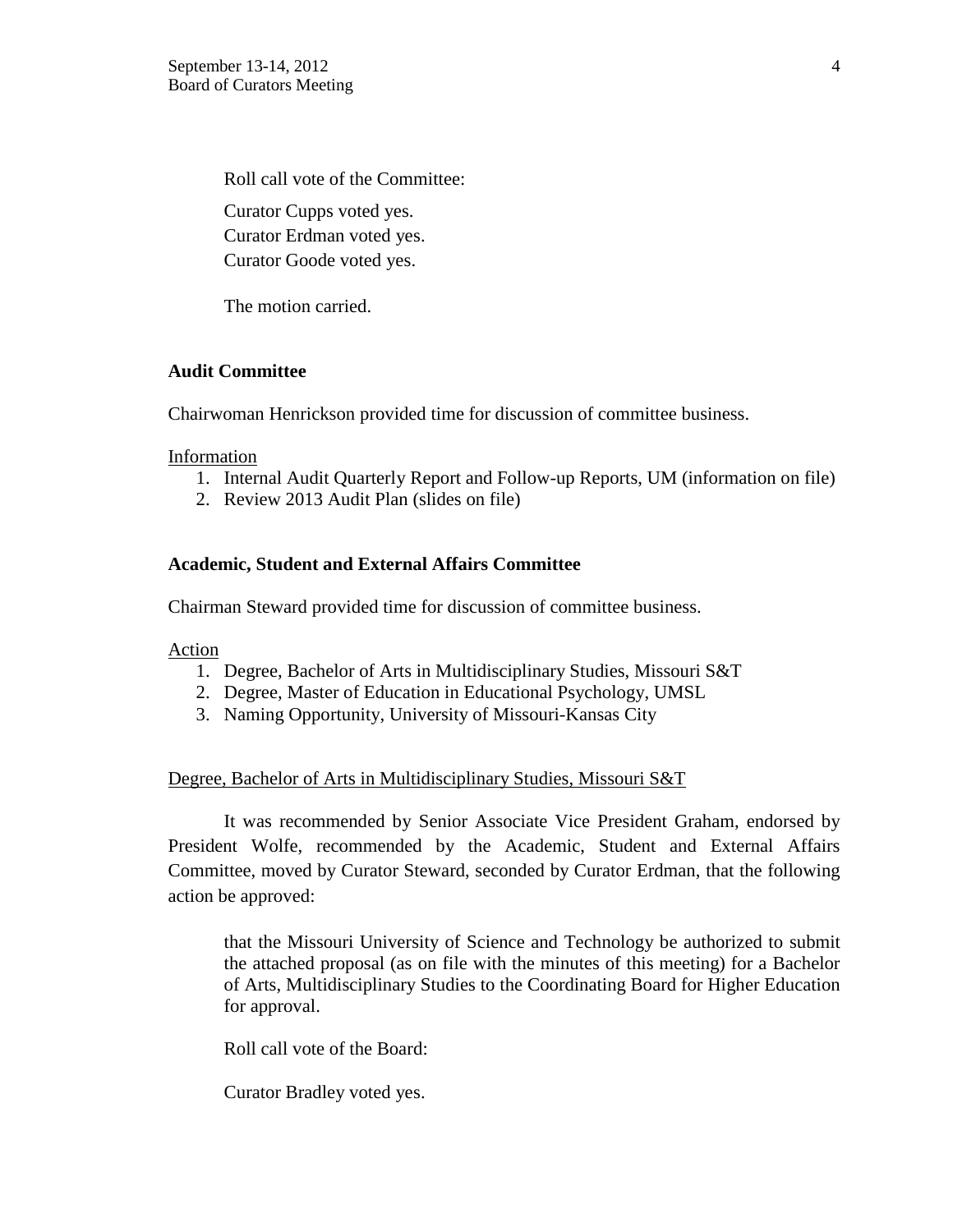Roll call vote of the Committee:

Curator Cupps voted yes.
Curator Erdman voted yes.
Curator Goode voted yes.

The motion carried.

**Audit Committee**

Chairwoman Henrickson provided time for discussion of committee business.

Information

1. Internal Audit Quarterly Report and Follow-up Reports, UM (information on file)
2. Review 2013 Audit Plan (slides on file)

**Academic, Student and External Affairs Committee**

Chairman Steward provided time for discussion of committee business.

Action

1. Degree, Bachelor of Arts in Multidisciplinary Studies, Missouri S&T
2. Degree, Master of Education in Educational Psychology, UMSL
3. Naming Opportunity, University of Missouri-Kansas City

Degree, Bachelor of Arts in Multidisciplinary Studies, Missouri S&T

It was recommended by Senior Associate Vice President Graham, endorsed by President Wolfe, recommended by the Academic, Student and External Affairs Committee, moved by Curator Steward, seconded by Curator Erdman, that the following action be approved:

> that the Missouri University of Science and Technology be authorized to submit the attached proposal (as on file with the minutes of this meeting) for a Bachelor of Arts, Multidisciplinary Studies to the Coordinating Board for Higher Education for approval.

Roll call vote of the Board:

Curator Bradley voted yes.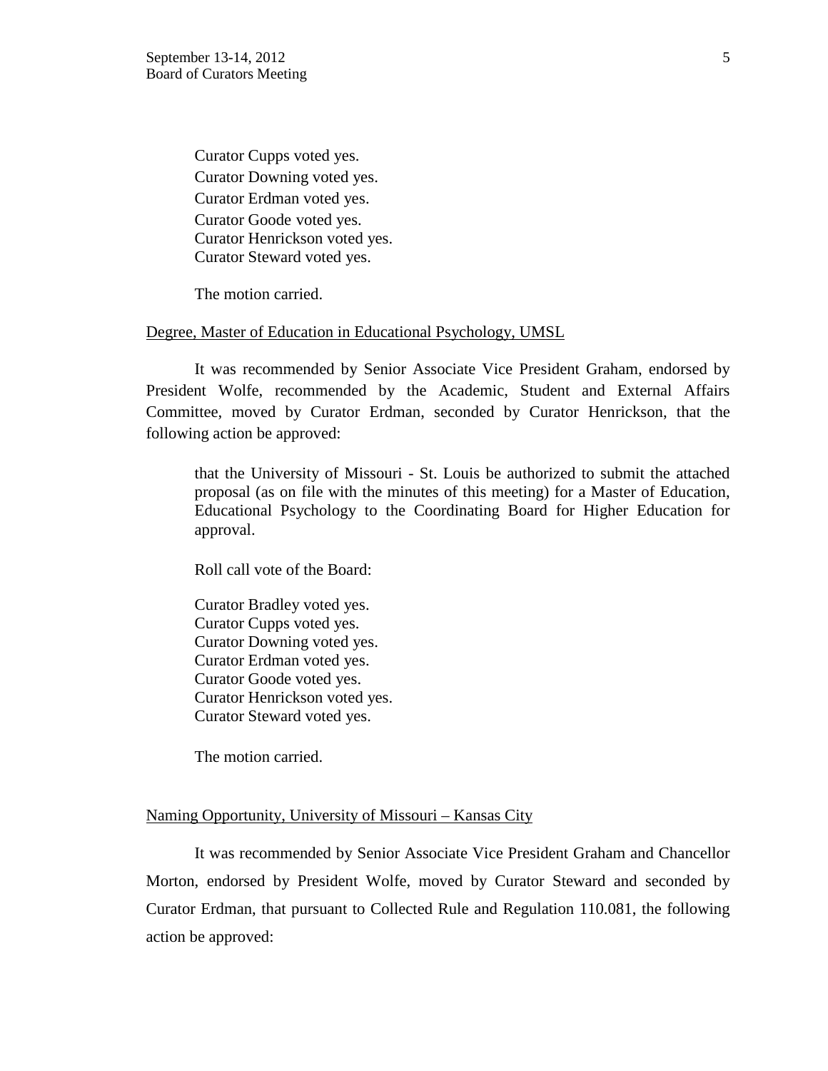Curator Cupps voted yes.
Curator Downing voted yes.
Curator Erdman voted yes.
Curator Goode voted yes.
Curator Henrickson voted yes.
Curator Steward voted yes.

The motion carried.

Degree, Master of Education in Educational Psychology, UMSL

It was recommended by Senior Associate Vice President Graham, endorsed by President Wolfe, recommended by the Academic, Student and External Affairs Committee, moved by Curator Erdman, seconded by Curator Henrickson, that the following action be approved:

> that the University of Missouri - St. Louis be authorized to submit the attached proposal (as on file with the minutes of this meeting) for a Master of Education, Educational Psychology to the Coordinating Board for Higher Education for approval.

Roll call vote of the Board:

Curator Bradley voted yes.
Curator Cupps voted yes.
Curator Downing voted yes.
Curator Erdman voted yes.
Curator Goode voted yes.
Curator Henrickson voted yes.
Curator Steward voted yes.

The motion carried.

Naming Opportunity, University of Missouri – Kansas City

It was recommended by Senior Associate Vice President Graham and Chancellor Morton, endorsed by President Wolfe, moved by Curator Steward and seconded by Curator Erdman, that pursuant to Collected Rule and Regulation 110.081, the following action be approved: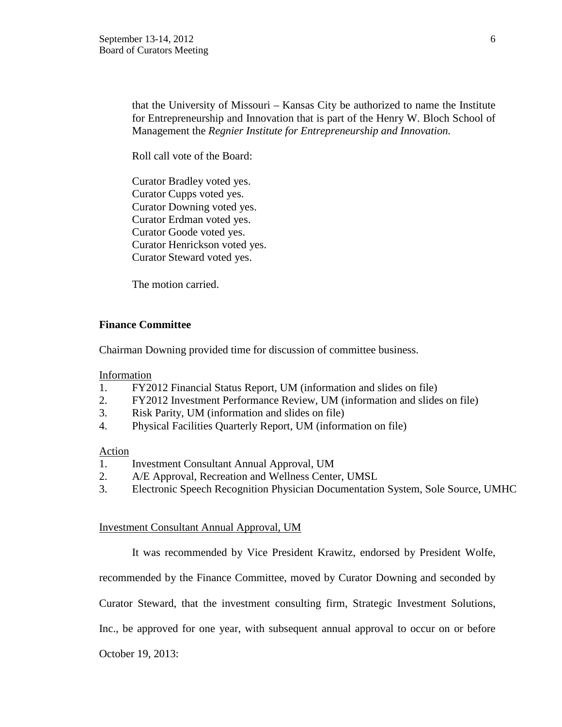that the University of Missouri – Kansas City be authorized to name the Institute for Entrepreneurship and Innovation that is part of the Henry W. Bloch School of Management the *Regnier Institute for Entrepreneurship and Innovation.*

Roll call vote of the Board:

Curator Bradley voted yes.
Curator Cupps voted yes.
Curator Downing voted yes.
Curator Erdman voted yes.
Curator Goode voted yes.
Curator Henrickson voted yes.
Curator Steward voted yes.

The motion carried.

**Finance Committee**

Chairman Downing provided time for discussion of committee business.

Information

1. FY2012 Financial Status Report, UM (information and slides on file)
2. FY2012 Investment Performance Review, UM (information and slides on file)
3. Risk Parity, UM (information and slides on file)
4. Physical Facilities Quarterly Report, UM (information on file)

Action

1. Investment Consultant Annual Approval, UM
2. A/E Approval, Recreation and Wellness Center, UMSL
3. Electronic Speech Recognition Physician Documentation System, Sole Source, UMHC

Investment Consultant Annual Approval, UM

It was recommended by Vice President Krawitz, endorsed by President Wolfe, recommended by the Finance Committee, moved by Curator Downing and seconded by Curator Steward, that the investment consulting firm, Strategic Investment Solutions, Inc., be approved for one year, with subsequent annual approval to occur on or before October 19, 2013: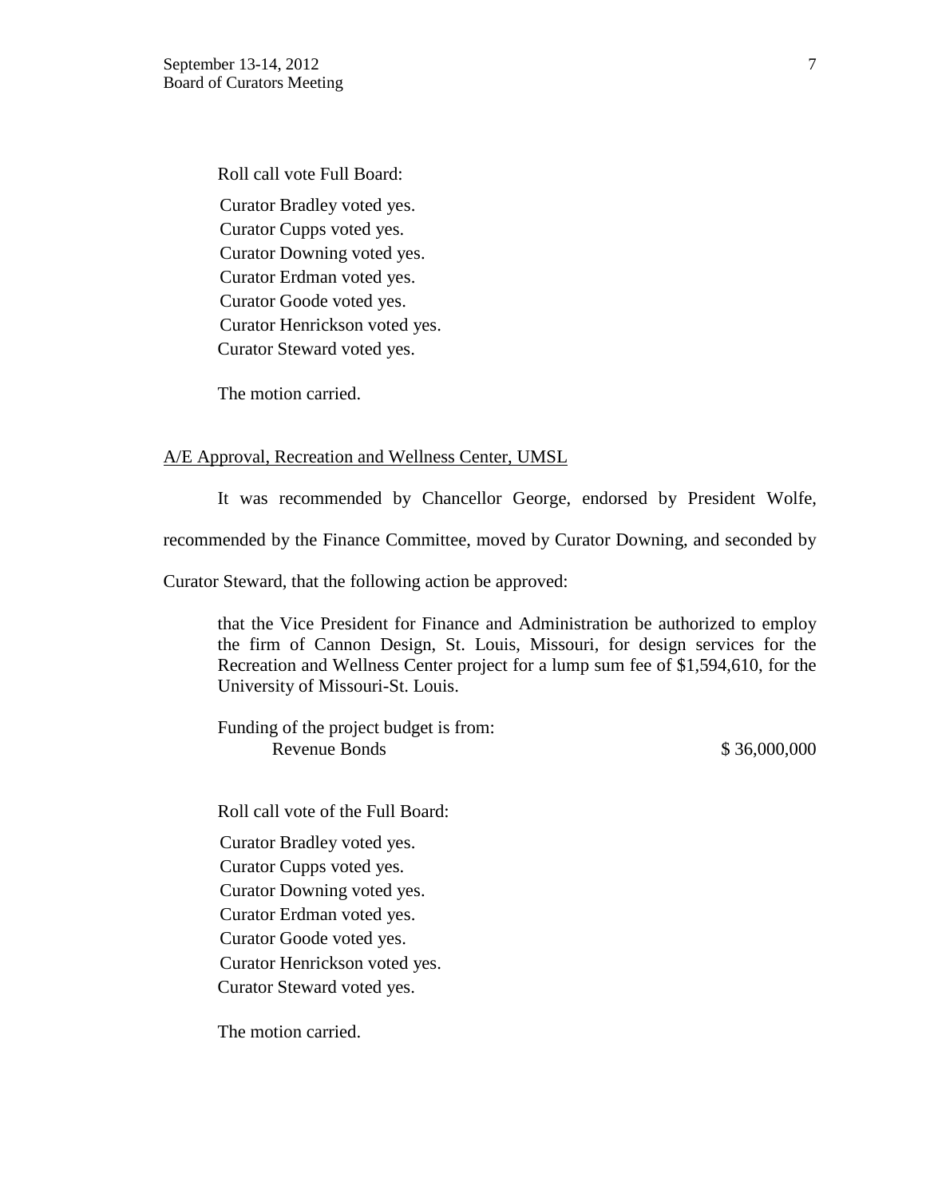Roll call vote Full Board:

Curator Bradley voted yes.
Curator Cupps voted yes.
Curator Downing voted yes.
Curator Erdman voted yes.
Curator Goode voted yes.
Curator Henrickson voted yes.
Curator Steward voted yes.

The motion carried.

A/E Approval, Recreation and Wellness Center, UMSL

It was recommended by Chancellor George, endorsed by President Wolfe, recommended by the Finance Committee, moved by Curator Downing, and seconded by Curator Steward, that the following action be approved:

> that the Vice President for Finance and Administration be authorized to employ the firm of Cannon Design, St. Louis, Missouri, for design services for the Recreation and Wellness Center project for a lump sum fee of $1,594,610, for the University of Missouri-St. Louis.
>
> Funding of the project budget is from:
> Revenue Bonds $ 36,000,000

Roll call vote of the Full Board:

Curator Bradley voted yes.
Curator Cupps voted yes.
Curator Downing voted yes.
Curator Erdman voted yes.
Curator Goode voted yes.
Curator Henrickson voted yes.
Curator Steward voted yes.

The motion carried.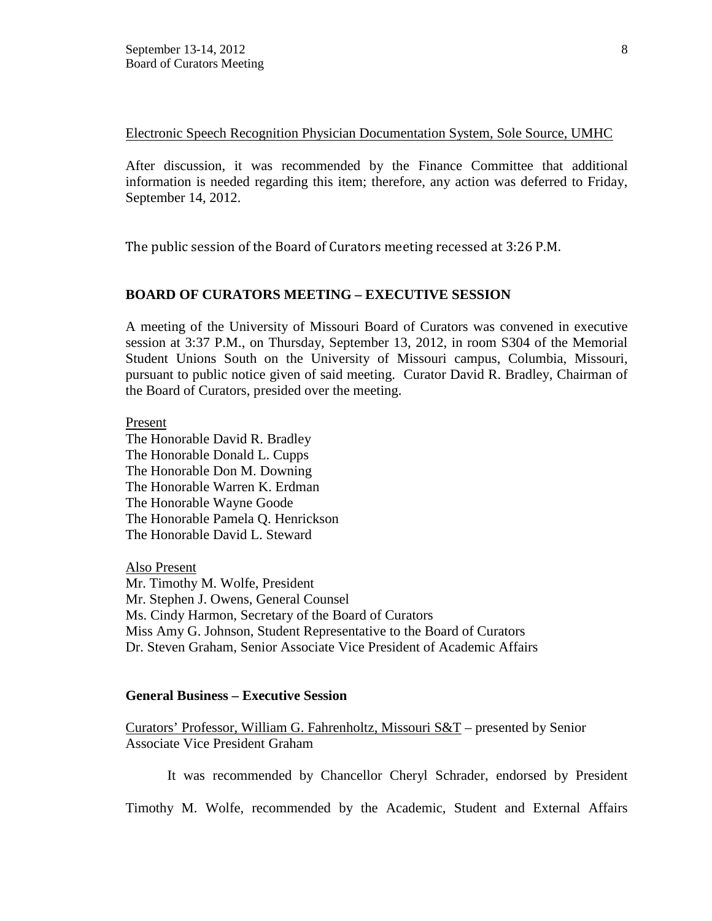Electronic Speech Recognition Physician Documentation System, Sole Source, UMHC

After discussion, it was recommended by the Finance Committee that additional information is needed regarding this item; therefore, any action was deferred to Friday, September 14, 2012.

The public session of the Board of Curators meeting recessed at 3:26 P.M.

## BOARD OF CURATORS MEETING – EXECUTIVE SESSION

A meeting of the University of Missouri Board of Curators was convened in executive session at 3:37 P.M., on Thursday, September 13, 2012, in room S304 of the Memorial Student Unions South on the University of Missouri campus, Columbia, Missouri, pursuant to public notice given of said meeting. Curator David R. Bradley, Chairman of the Board of Curators, presided over the meeting.

Present
The Honorable David R. Bradley
The Honorable Donald L. Cupps
The Honorable Don M. Downing
The Honorable Warren K. Erdman
The Honorable Wayne Goode
The Honorable Pamela Q. Henrickson
The Honorable David L. Steward

Also Present
Mr. Timothy M. Wolfe, President
Mr. Stephen J. Owens, General Counsel
Ms. Cindy Harmon, Secretary of the Board of Curators
Miss Amy G. Johnson, Student Representative to the Board of Curators
Dr. Steven Graham, Senior Associate Vice President of Academic Affairs

### General Business – Executive Session

Curators' Professor, William G. Fahrenholtz, Missouri S&T – presented by Senior Associate Vice President Graham

It was recommended by Chancellor Cheryl Schrader, endorsed by President Timothy M. Wolfe, recommended by the Academic, Student and External Affairs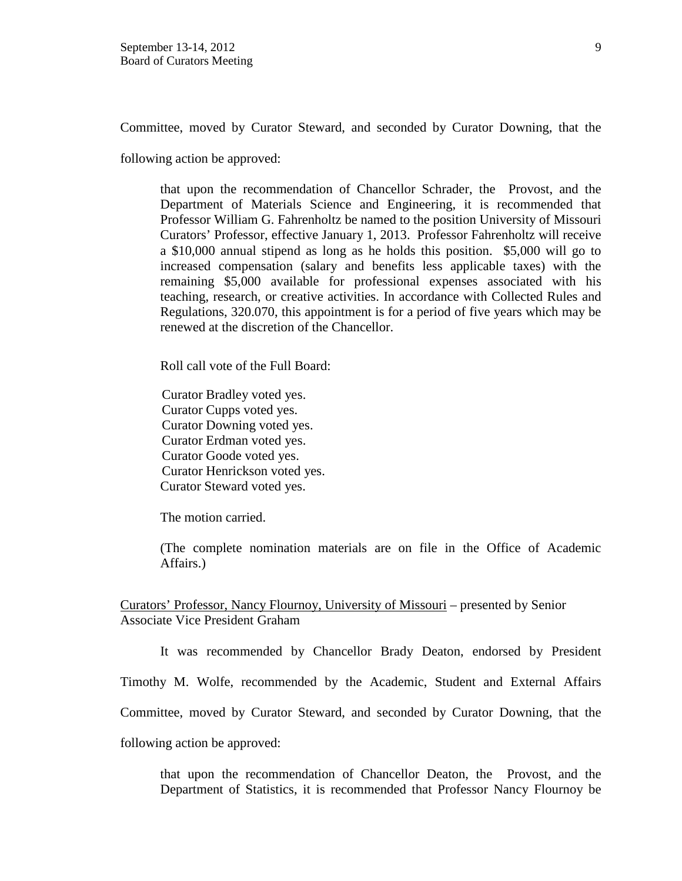Committee, moved by Curator Steward, and seconded by Curator Downing, that the following action be approved:

> that upon the recommendation of Chancellor Schrader, the Provost, and the Department of Materials Science and Engineering, it is recommended that Professor William G. Fahrenholtz be named to the position University of Missouri Curators' Professor, effective January 1, 2013. Professor Fahrenholtz will receive a $10,000 annual stipend as long as he holds this position. $5,000 will go to increased compensation (salary and benefits less applicable taxes) with the remaining $5,000 available for professional expenses associated with his teaching, research, or creative activities. In accordance with Collected Rules and Regulations, 320.070, this appointment is for a period of five years which may be renewed at the discretion of the Chancellor.
>
> Roll call vote of the Full Board:
>
> Curator Bradley voted yes.
> Curator Cupps voted yes.
> Curator Downing voted yes.
> Curator Erdman voted yes.
> Curator Goode voted yes.
> Curator Henrickson voted yes.
> Curator Steward voted yes.
>
> The motion carried.
>
> (The complete nomination materials are on file in the Office of Academic Affairs.)

<u>Curators' Professor, Nancy Flournoy, University of Missouri</u> – presented by Senior Associate Vice President Graham

It was recommended by Chancellor Brady Deaton, endorsed by President Timothy M. Wolfe, recommended by the Academic, Student and External Affairs Committee, moved by Curator Steward, and seconded by Curator Downing, that the following action be approved:

> that upon the recommendation of Chancellor Deaton, the Provost, and the Department of Statistics, it is recommended that Professor Nancy Flournoy be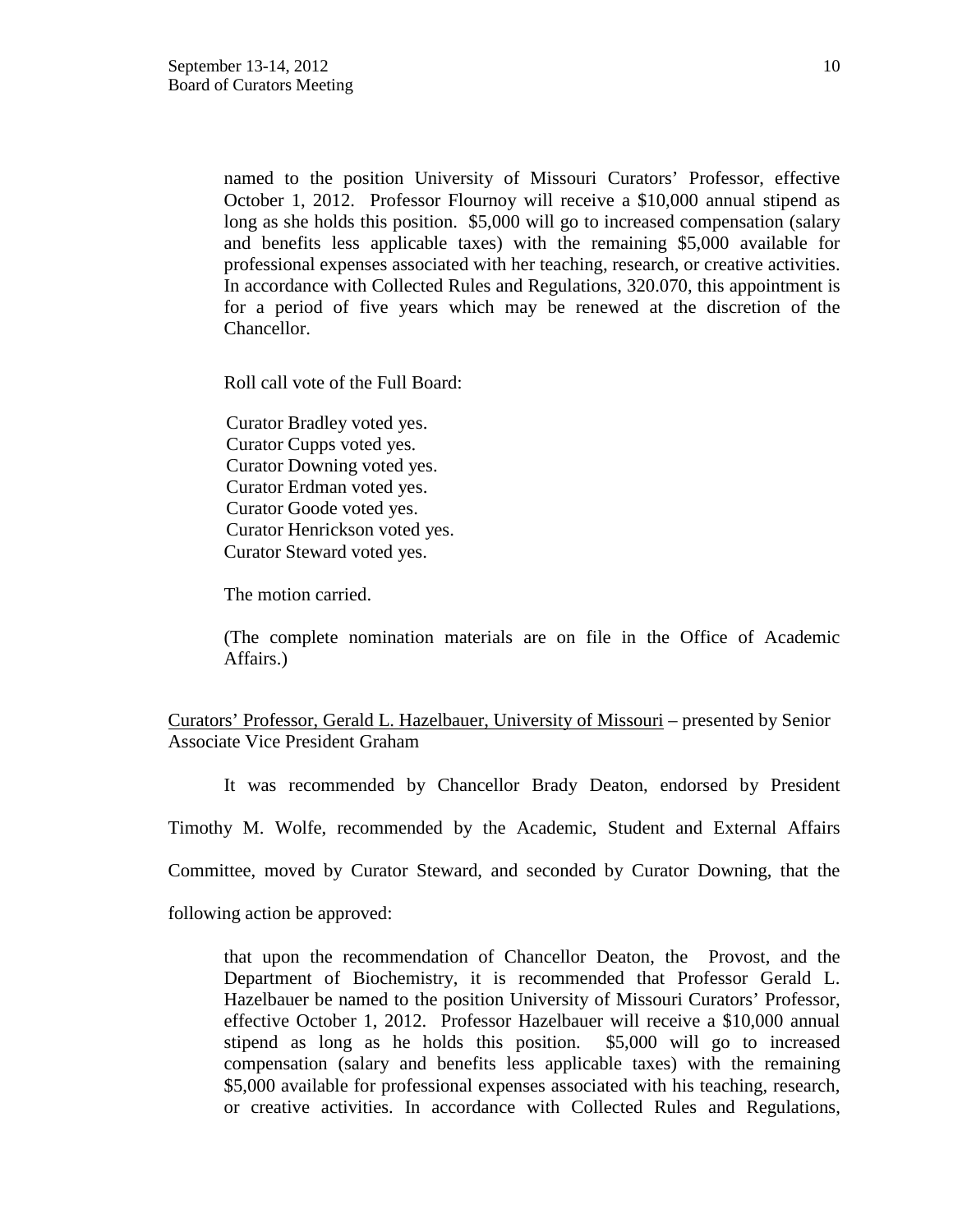named to the position University of Missouri Curators' Professor, effective October 1, 2012. Professor Flournoy will receive a $10,000 annual stipend as long as she holds this position. $5,000 will go to increased compensation (salary and benefits less applicable taxes) with the remaining $5,000 available for professional expenses associated with her teaching, research, or creative activities. In accordance with Collected Rules and Regulations, 320.070, this appointment is for a period of five years which may be renewed at the discretion of the Chancellor.

Roll call vote of the Full Board:

Curator Bradley voted yes.
Curator Cupps voted yes.
Curator Downing voted yes.
Curator Erdman voted yes.
Curator Goode voted yes.
Curator Henrickson voted yes.
Curator Steward voted yes.

The motion carried.

(The complete nomination materials are on file in the Office of Academic Affairs.)

Curators' Professor, Gerald L. Hazelbauer, University of Missouri – presented by Senior Associate Vice President Graham

It was recommended by Chancellor Brady Deaton, endorsed by President Timothy M. Wolfe, recommended by the Academic, Student and External Affairs Committee, moved by Curator Steward, and seconded by Curator Downing, that the following action be approved:

that upon the recommendation of Chancellor Deaton, the Provost, and the Department of Biochemistry, it is recommended that Professor Gerald L. Hazelbauer be named to the position University of Missouri Curators' Professor, effective October 1, 2012. Professor Hazelbauer will receive a $10,000 annual stipend as long as he holds this position. $5,000 will go to increased compensation (salary and benefits less applicable taxes) with the remaining $5,000 available for professional expenses associated with his teaching, research, or creative activities. In accordance with Collected Rules and Regulations,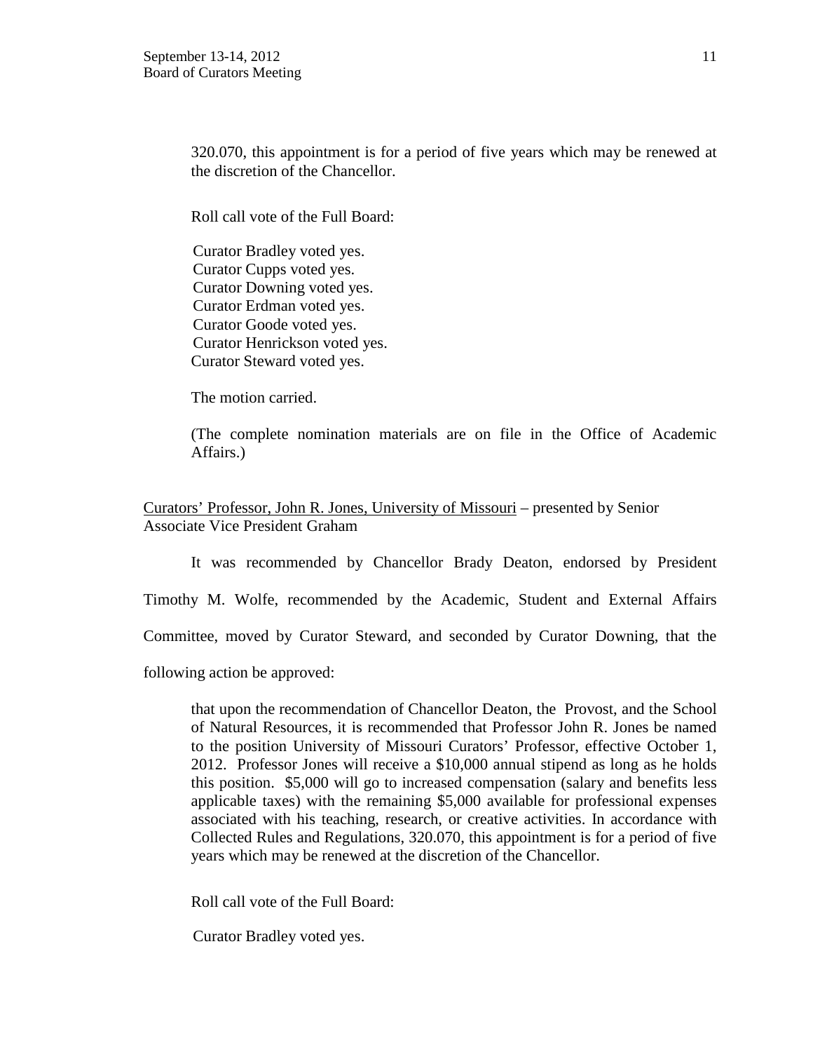320.070, this appointment is for a period of five years which may be renewed at the discretion of the Chancellor.

Roll call vote of the Full Board:

Curator Bradley voted yes.
Curator Cupps voted yes.
Curator Downing voted yes.
Curator Erdman voted yes.
Curator Goode voted yes.
Curator Henrickson voted yes.
Curator Steward voted yes.

The motion carried.

(The complete nomination materials are on file in the Office of Academic Affairs.)

Curators' Professor, John R. Jones, University of Missouri – presented by Senior Associate Vice President Graham

It was recommended by Chancellor Brady Deaton, endorsed by President Timothy M. Wolfe, recommended by the Academic, Student and External Affairs Committee, moved by Curator Steward, and seconded by Curator Downing, that the following action be approved:

that upon the recommendation of Chancellor Deaton, the Provost, and the School of Natural Resources, it is recommended that Professor John R. Jones be named to the position University of Missouri Curators' Professor, effective October 1, 2012. Professor Jones will receive a $10,000 annual stipend as long as he holds this position. $5,000 will go to increased compensation (salary and benefits less applicable taxes) with the remaining $5,000 available for professional expenses associated with his teaching, research, or creative activities. In accordance with Collected Rules and Regulations, 320.070, this appointment is for a period of five years which may be renewed at the discretion of the Chancellor.

Roll call vote of the Full Board:

Curator Bradley voted yes.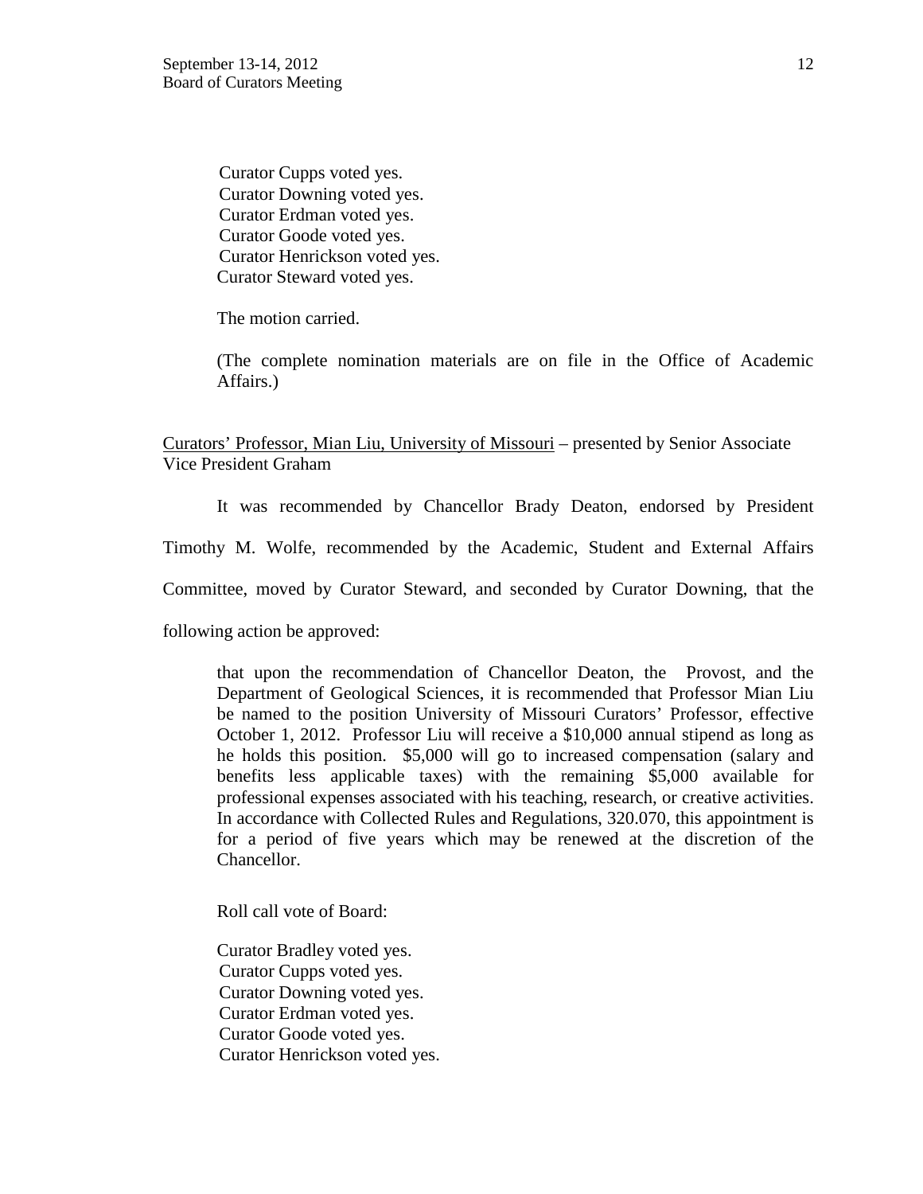Curator Cupps voted yes.
Curator Downing voted yes.
Curator Erdman voted yes.
Curator Goode voted yes.
Curator Henrickson voted yes.
Curator Steward voted yes.

The motion carried.

(The complete nomination materials are on file in the Office of Academic Affairs.)

Curators' Professor, Mian Liu, University of Missouri – presented by Senior Associate Vice President Graham

It was recommended by Chancellor Brady Deaton, endorsed by President Timothy M. Wolfe, recommended by the Academic, Student and External Affairs Committee, moved by Curator Steward, and seconded by Curator Downing, that the following action be approved:

> that upon the recommendation of Chancellor Deaton, the Provost, and the Department of Geological Sciences, it is recommended that Professor Mian Liu be named to the position University of Missouri Curators' Professor, effective October 1, 2012. Professor Liu will receive a $10,000 annual stipend as long as he holds this position. $5,000 will go to increased compensation (salary and benefits less applicable taxes) with the remaining $5,000 available for professional expenses associated with his teaching, research, or creative activities. In accordance with Collected Rules and Regulations, 320.070, this appointment is for a period of five years which may be renewed at the discretion of the Chancellor.

Roll call vote of Board:

Curator Bradley voted yes.
Curator Cupps voted yes.
Curator Downing voted yes.
Curator Erdman voted yes.
Curator Goode voted yes.
Curator Henrickson voted yes.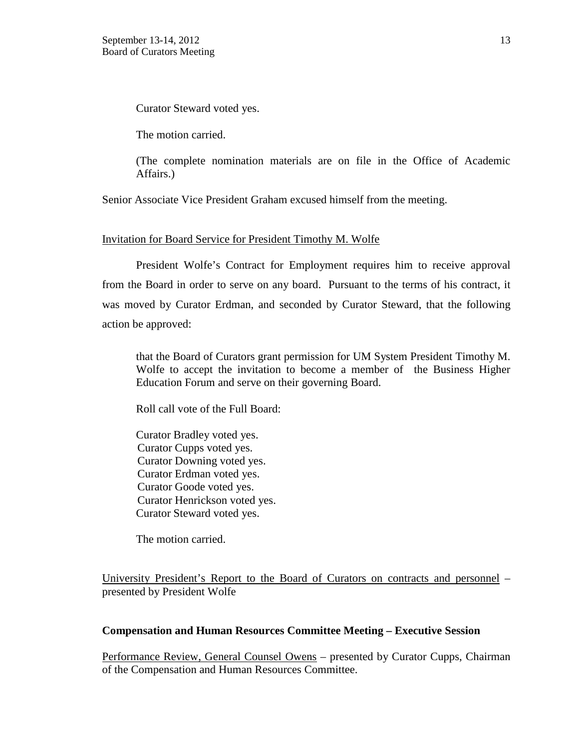Curator Steward voted yes.

The motion carried.

(The complete nomination materials are on file in the Office of Academic Affairs.)

Senior Associate Vice President Graham excused himself from the meeting.

Invitation for Board Service for President Timothy M. Wolfe

President Wolfe's Contract for Employment requires him to receive approval from the Board in order to serve on any board. Pursuant to the terms of his contract, it was moved by Curator Erdman, and seconded by Curator Steward, that the following action be approved:

> that the Board of Curators grant permission for UM System President Timothy M. Wolfe to accept the invitation to become a member of the Business Higher Education Forum and serve on their governing Board.
>
> Roll call vote of the Full Board:
>
> Curator Bradley voted yes.
> Curator Cupps voted yes.
> Curator Downing voted yes.
> Curator Erdman voted yes.
> Curator Goode voted yes.
> Curator Henrickson voted yes.
> Curator Steward voted yes.
>
> The motion carried.

University President's Report to the Board of Curators on contracts and personnel – presented by President Wolfe

**Compensation and Human Resources Committee Meeting – Executive Session**

Performance Review, General Counsel Owens – presented by Curator Cupps, Chairman of the Compensation and Human Resources Committee.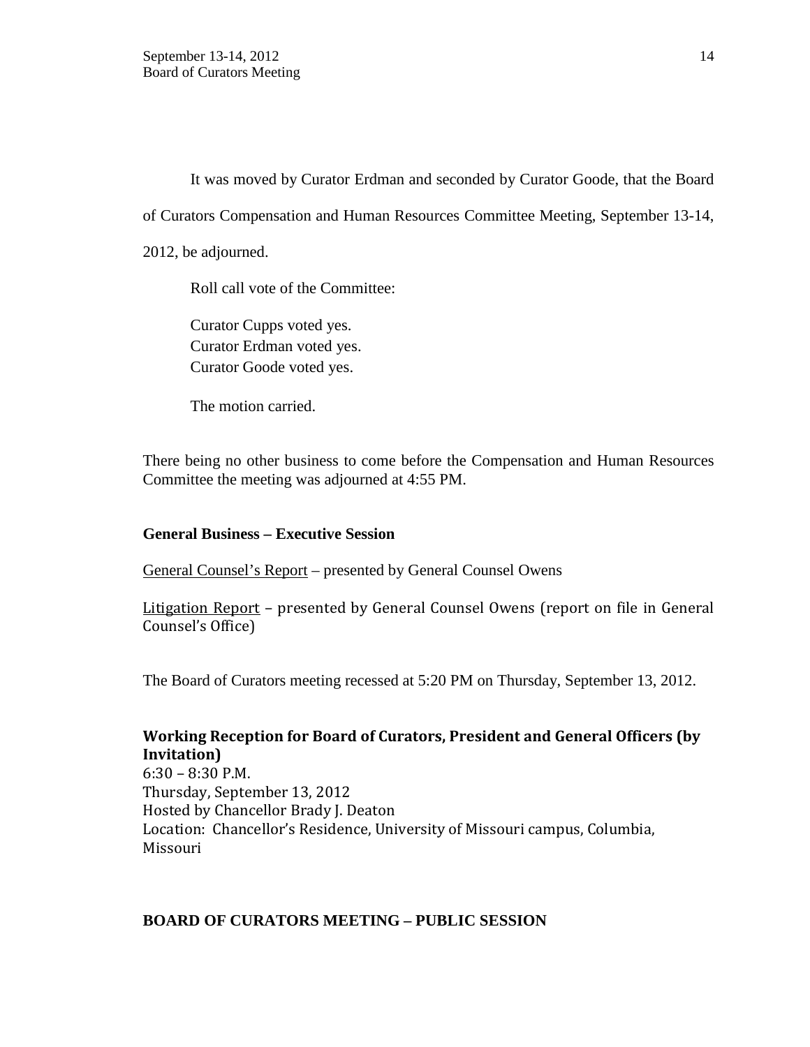It was moved by Curator Erdman and seconded by Curator Goode, that the Board of Curators Compensation and Human Resources Committee Meeting, September 13-14, 2012, be adjourned.

Roll call vote of the Committee:

Curator Cupps voted yes.
Curator Erdman voted yes.
Curator Goode voted yes.

The motion carried.

There being no other business to come before the Compensation and Human Resources Committee the meeting was adjourned at 4:55 PM.

**General Business – Executive Session**

General Counsel's Report – presented by General Counsel Owens

Litigation Report – presented by General Counsel Owens (report on file in General Counsel's Office)

The Board of Curators meeting recessed at 5:20 PM on Thursday, September 13, 2012.

**Working Reception for Board of Curators, President and General Officers (by Invitation)**
6:30 – 8:30 P.M.
Thursday, September 13, 2012
Hosted by Chancellor Brady J. Deaton
Location: Chancellor's Residence, University of Missouri campus, Columbia, Missouri

**BOARD OF CURATORS MEETING – PUBLIC SESSION**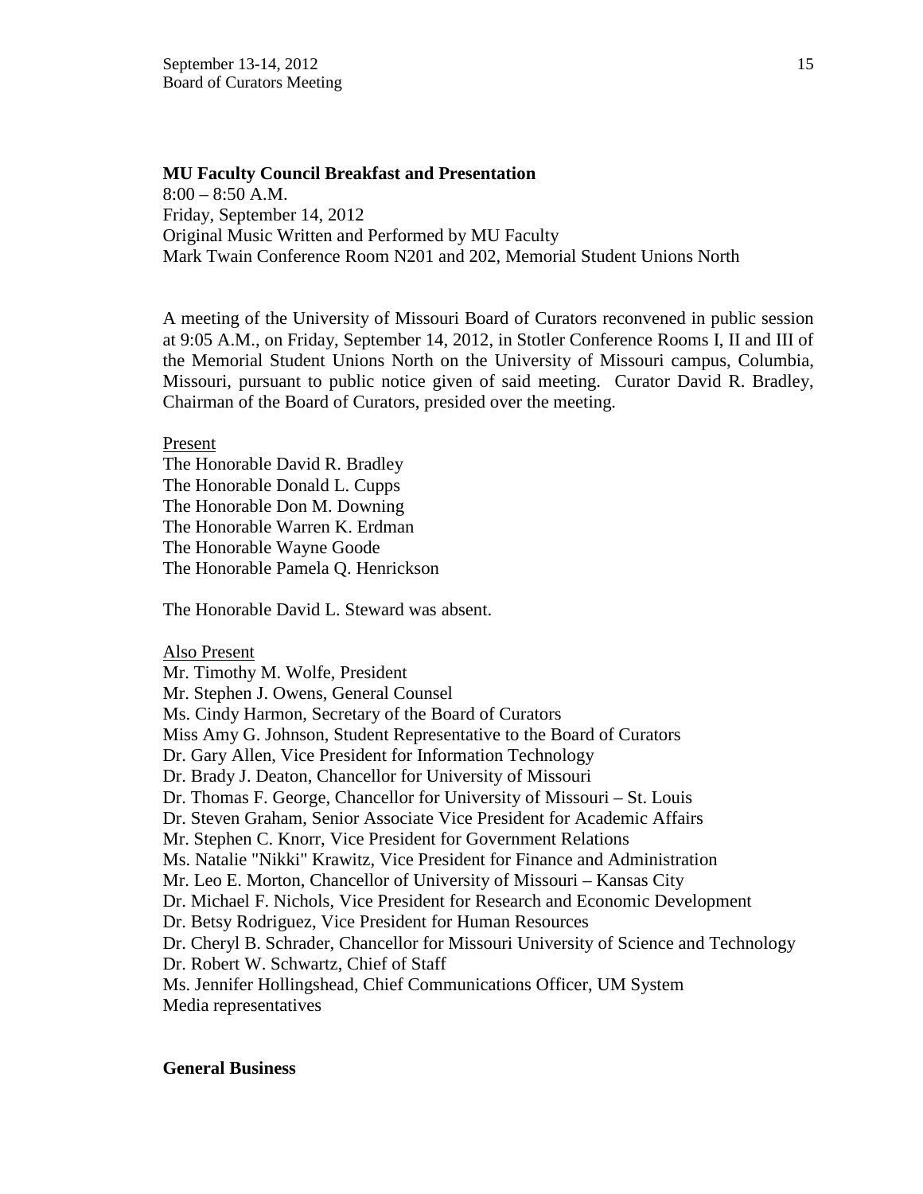**MU Faculty Council Breakfast and Presentation**
8:00 – 8:50 A.M.
Friday, September 14, 2012
Original Music Written and Performed by MU Faculty
Mark Twain Conference Room N201 and 202, Memorial Student Unions North

A meeting of the University of Missouri Board of Curators reconvened in public session at 9:05 A.M., on Friday, September 14, 2012, in Stotler Conference Rooms I, II and III of the Memorial Student Unions North on the University of Missouri campus, Columbia, Missouri, pursuant to public notice given of said meeting. Curator David R. Bradley, Chairman of the Board of Curators, presided over the meeting.

Present

The Honorable David R. Bradley
The Honorable Donald L. Cupps
The Honorable Don M. Downing
The Honorable Warren K. Erdman
The Honorable Wayne Goode
The Honorable Pamela Q. Henrickson

The Honorable David L. Steward was absent.

Also Present

Mr. Timothy M. Wolfe, President
Mr. Stephen J. Owens, General Counsel
Ms. Cindy Harmon, Secretary of the Board of Curators
Miss Amy G. Johnson, Student Representative to the Board of Curators
Dr. Gary Allen, Vice President for Information Technology
Dr. Brady J. Deaton, Chancellor for University of Missouri
Dr. Thomas F. George, Chancellor for University of Missouri – St. Louis
Dr. Steven Graham, Senior Associate Vice President for Academic Affairs
Mr. Stephen C. Knorr, Vice President for Government Relations
Ms. Natalie "Nikki" Krawitz, Vice President for Finance and Administration
Mr. Leo E. Morton, Chancellor of University of Missouri – Kansas City
Dr. Michael F. Nichols, Vice President for Research and Economic Development
Dr. Betsy Rodriguez, Vice President for Human Resources
Dr. Cheryl B. Schrader, Chancellor for Missouri University of Science and Technology
Dr. Robert W. Schwartz, Chief of Staff
Ms. Jennifer Hollingshead, Chief Communications Officer, UM System
Media representatives

**General Business**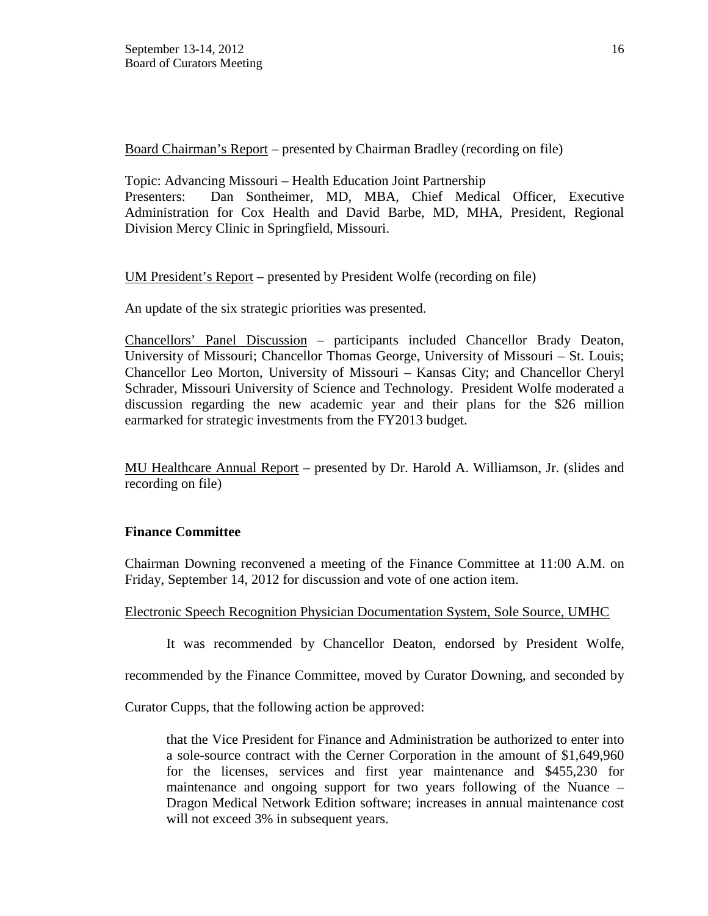Board Chairman's Report – presented by Chairman Bradley (recording on file)

Topic: Advancing Missouri – Health Education Joint Partnership
Presenters: Dan Sontheimer, MD, MBA, Chief Medical Officer, Executive Administration for Cox Health and David Barbe, MD, MHA, President, Regional Division Mercy Clinic in Springfield, Missouri.

UM President's Report – presented by President Wolfe (recording on file)

An update of the six strategic priorities was presented.

Chancellors' Panel Discussion – participants included Chancellor Brady Deaton, University of Missouri; Chancellor Thomas George, University of Missouri – St. Louis; Chancellor Leo Morton, University of Missouri – Kansas City; and Chancellor Cheryl Schrader, Missouri University of Science and Technology. President Wolfe moderated a discussion regarding the new academic year and their plans for the $26 million earmarked for strategic investments from the FY2013 budget.

MU Healthcare Annual Report – presented by Dr. Harold A. Williamson, Jr. (slides and recording on file)

**Finance Committee**

Chairman Downing reconvened a meeting of the Finance Committee at 11:00 A.M. on Friday, September 14, 2012 for discussion and vote of one action item.

Electronic Speech Recognition Physician Documentation System, Sole Source, UMHC

It was recommended by Chancellor Deaton, endorsed by President Wolfe, recommended by the Finance Committee, moved by Curator Downing, and seconded by Curator Cupps, that the following action be approved:

> that the Vice President for Finance and Administration be authorized to enter into a sole-source contract with the Cerner Corporation in the amount of $1,649,960 for the licenses, services and first year maintenance and $455,230 for maintenance and ongoing support for two years following of the Nuance – Dragon Medical Network Edition software; increases in annual maintenance cost will not exceed 3% in subsequent years.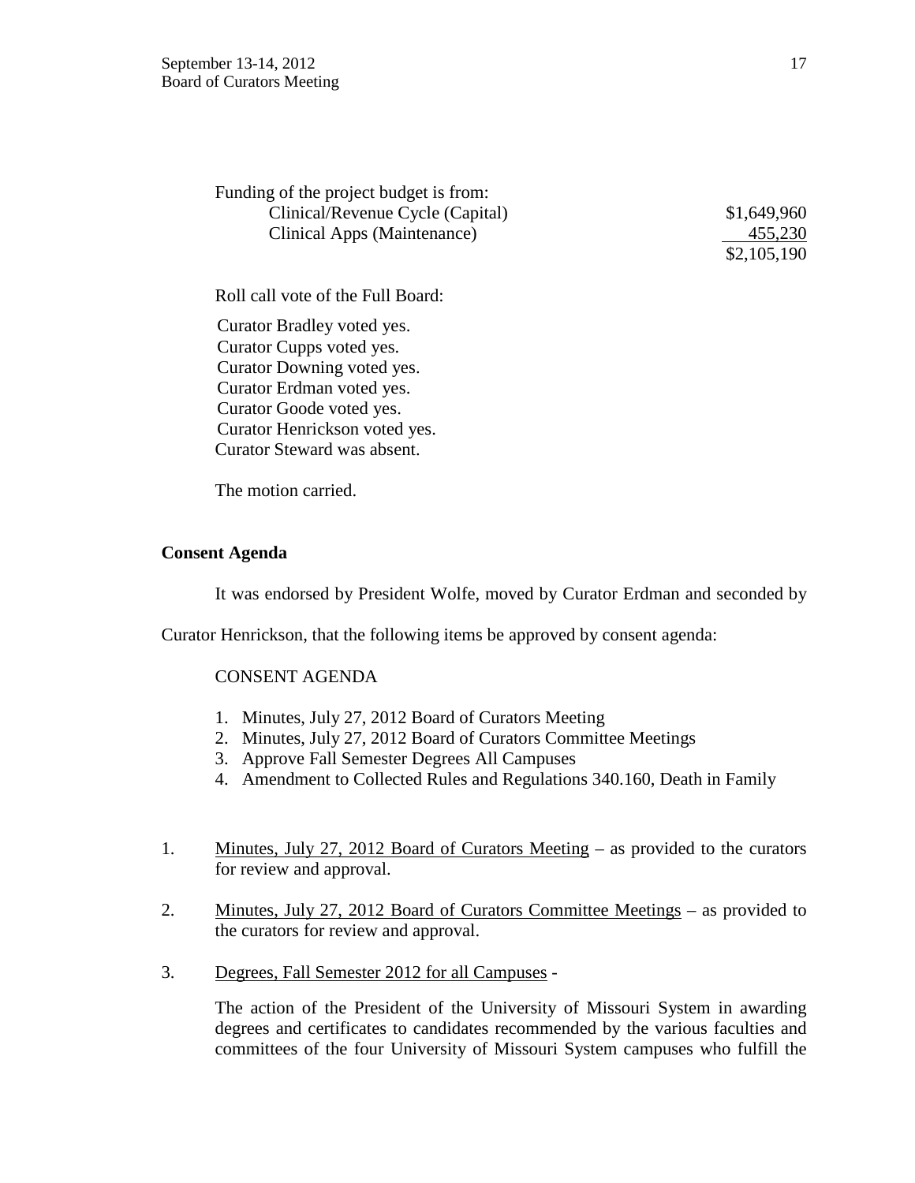Funding of the project budget is from:

| | |
|---|---|
| Clinical/Revenue Cycle (Capital) | $1,649,960 |
| Clinical Apps (Maintenance) | 455,230 |
| | $2,105,190 |

Roll call vote of the Full Board:

Curator Bradley voted yes.
Curator Cupps voted yes.
Curator Downing voted yes.
Curator Erdman voted yes.
Curator Goode voted yes.
Curator Henrickson voted yes.
Curator Steward was absent.

The motion carried.

**Consent Agenda**

It was endorsed by President Wolfe, moved by Curator Erdman and seconded by Curator Henrickson, that the following items be approved by consent agenda:

CONSENT AGENDA

1. Minutes, July 27, 2012 Board of Curators Meeting
2. Minutes, July 27, 2012 Board of Curators Committee Meetings
3. Approve Fall Semester Degrees All Campuses
4. Amendment to Collected Rules and Regulations 340.160, Death in Family

1. Minutes, July 27, 2012 Board of Curators Meeting – as provided to the curators for review and approval.

2. Minutes, July 27, 2012 Board of Curators Committee Meetings – as provided to the curators for review and approval.

3. Degrees, Fall Semester 2012 for all Campuses -

   The action of the President of the University of Missouri System in awarding degrees and certificates to candidates recommended by the various faculties and committees of the four University of Missouri System campuses who fulfill the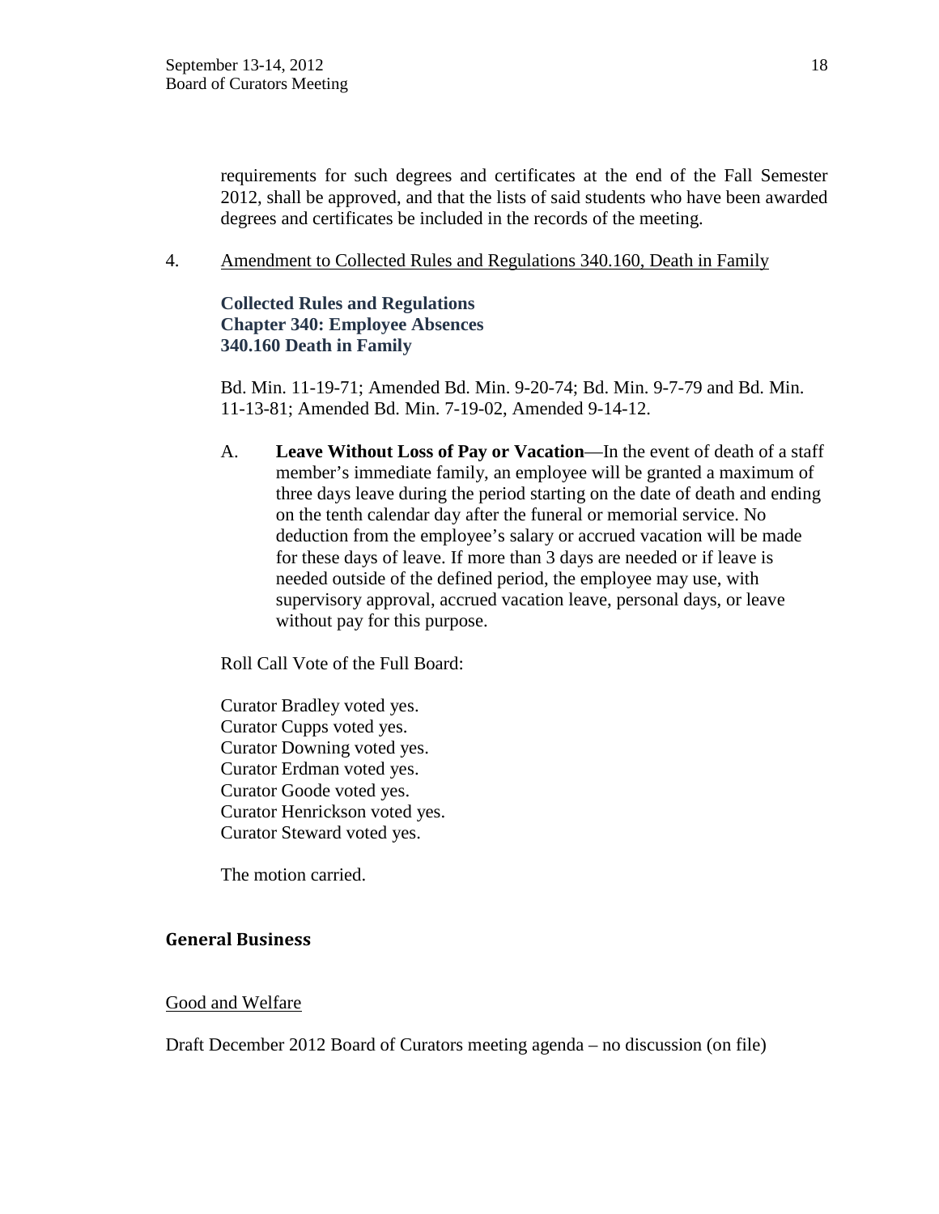requirements for such degrees and certificates at the end of the Fall Semester 2012, shall be approved, and that the lists of said students who have been awarded degrees and certificates be included in the records of the meeting.

4. Amendment to Collected Rules and Regulations 340.160, Death in Family

**Collected Rules and Regulations**
**Chapter 340: Employee Absences**
**340.160 Death in Family**

Bd. Min. 11-19-71; Amended Bd. Min. 9-20-74; Bd. Min. 9-7-79 and Bd. Min. 11-13-81; Amended Bd. Min. 7-19-02, Amended 9-14-12.

A. **Leave Without Loss of Pay or Vacation**—In the event of death of a staff member's immediate family, an employee will be granted a maximum of three days leave during the period starting on the date of death and ending on the tenth calendar day after the funeral or memorial service. No deduction from the employee's salary or accrued vacation will be made for these days of leave. If more than 3 days are needed or if leave is needed outside of the defined period, the employee may use, with supervisory approval, accrued vacation leave, personal days, or leave without pay for this purpose.

Roll Call Vote of the Full Board:

Curator Bradley voted yes.
Curator Cupps voted yes.
Curator Downing voted yes.
Curator Erdman voted yes.
Curator Goode voted yes.
Curator Henrickson voted yes.
Curator Steward voted yes.

The motion carried.

## General Business

Good and Welfare

Draft December 2012 Board of Curators meeting agenda – no discussion (on file)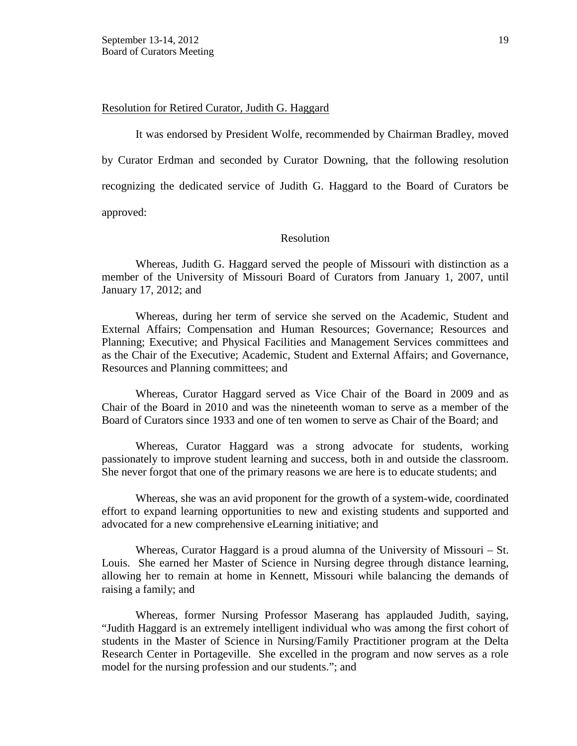Resolution for Retired Curator, Judith G. Haggard

It was endorsed by President Wolfe, recommended by Chairman Bradley, moved by Curator Erdman and seconded by Curator Downing, that the following resolution recognizing the dedicated service of Judith G. Haggard to the Board of Curators be approved:

Resolution

Whereas, Judith G. Haggard served the people of Missouri with distinction as a member of the University of Missouri Board of Curators from January 1, 2007, until January 17, 2012; and

Whereas, during her term of service she served on the Academic, Student and External Affairs; Compensation and Human Resources; Governance; Resources and Planning; Executive; and Physical Facilities and Management Services committees and as the Chair of the Executive; Academic, Student and External Affairs; and Governance, Resources and Planning committees; and

Whereas, Curator Haggard served as Vice Chair of the Board in 2009 and as Chair of the Board in 2010 and was the nineteenth woman to serve as a member of the Board of Curators since 1933 and one of ten women to serve as Chair of the Board; and

Whereas, Curator Haggard was a strong advocate for students, working passionately to improve student learning and success, both in and outside the classroom. She never forgot that one of the primary reasons we are here is to educate students; and

Whereas, she was an avid proponent for the growth of a system-wide, coordinated effort to expand learning opportunities to new and existing students and supported and advocated for a new comprehensive eLearning initiative; and

Whereas, Curator Haggard is a proud alumna of the University of Missouri – St. Louis. She earned her Master of Science in Nursing degree through distance learning, allowing her to remain at home in Kennett, Missouri while balancing the demands of raising a family; and

Whereas, former Nursing Professor Maserang has applauded Judith, saying, "Judith Haggard is an extremely intelligent individual who was among the first cohort of students in the Master of Science in Nursing/Family Practitioner program at the Delta Research Center in Portageville. She excelled in the program and now serves as a role model for the nursing profession and our students."; and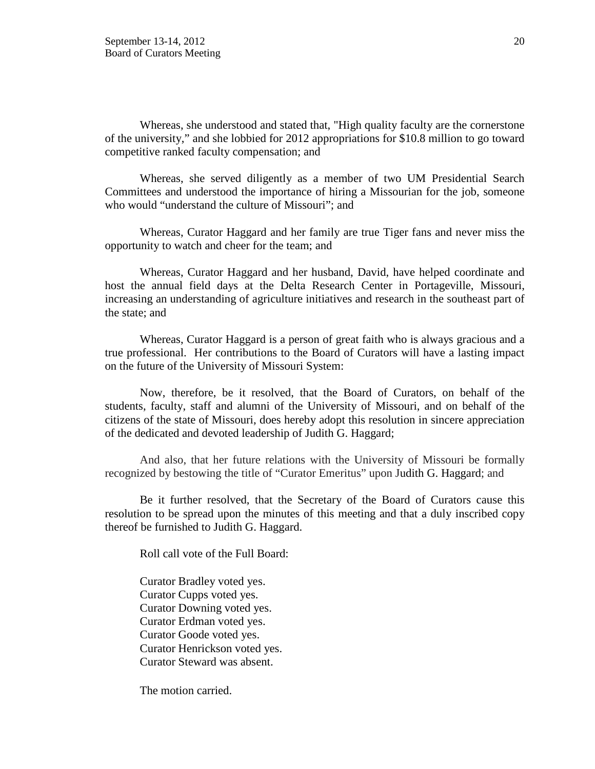Whereas, she understood and stated that, "High quality faculty are the cornerstone of the university," and she lobbied for 2012 appropriations for $10.8 million to go toward competitive ranked faculty compensation; and

Whereas, she served diligently as a member of two UM Presidential Search Committees and understood the importance of hiring a Missourian for the job, someone who would "understand the culture of Missouri"; and

Whereas, Curator Haggard and her family are true Tiger fans and never miss the opportunity to watch and cheer for the team; and

Whereas, Curator Haggard and her husband, David, have helped coordinate and host the annual field days at the Delta Research Center in Portageville, Missouri, increasing an understanding of agriculture initiatives and research in the southeast part of the state; and

Whereas, Curator Haggard is a person of great faith who is always gracious and a true professional. Her contributions to the Board of Curators will have a lasting impact on the future of the University of Missouri System:

Now, therefore, be it resolved, that the Board of Curators, on behalf of the students, faculty, staff and alumni of the University of Missouri, and on behalf of the citizens of the state of Missouri, does hereby adopt this resolution in sincere appreciation of the dedicated and devoted leadership of Judith G. Haggard;

And also, that her future relations with the University of Missouri be formally recognized by bestowing the title of "Curator Emeritus" upon Judith G. Haggard; and

Be it further resolved, that the Secretary of the Board of Curators cause this resolution to be spread upon the minutes of this meeting and that a duly inscribed copy thereof be furnished to Judith G. Haggard.

Roll call vote of the Full Board:

Curator Bradley voted yes.
Curator Cupps voted yes.
Curator Downing voted yes.
Curator Erdman voted yes.
Curator Goode voted yes.
Curator Henrickson voted yes.
Curator Steward was absent.

The motion carried.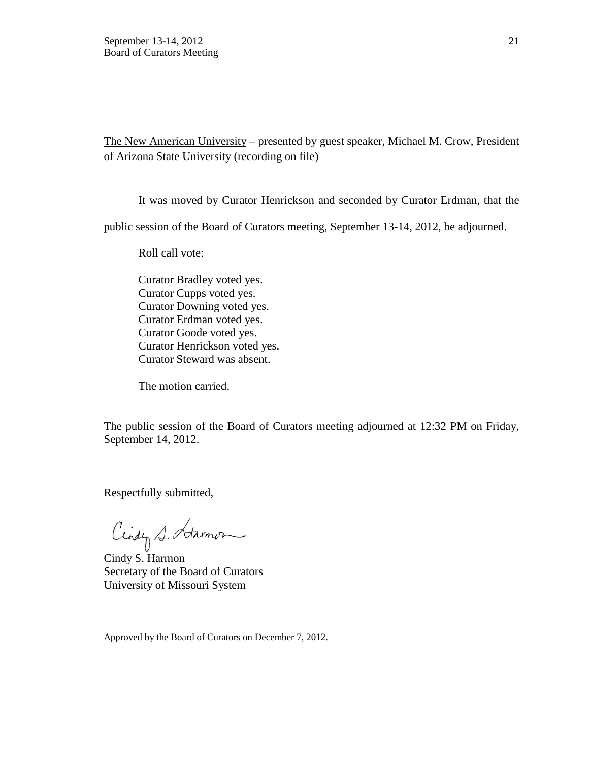<u>The New American University</u> – presented by guest speaker, Michael M. Crow, President of Arizona State University (recording on file)

It was moved by Curator Henrickson and seconded by Curator Erdman, that the public session of the Board of Curators meeting, September 13-14, 2012, be adjourned.

Roll call vote:

Curator Bradley voted yes.
Curator Cupps voted yes.
Curator Downing voted yes.
Curator Erdman voted yes.
Curator Goode voted yes.
Curator Henrickson voted yes.
Curator Steward was absent.

The motion carried.

The public session of the Board of Curators meeting adjourned at 12:32 PM on Friday, September 14, 2012.

Respectfully submitted,

Cindy S. Harmon

Cindy S. Harmon
Secretary of the Board of Curators
University of Missouri System

Approved by the Board of Curators on December 7, 2012.